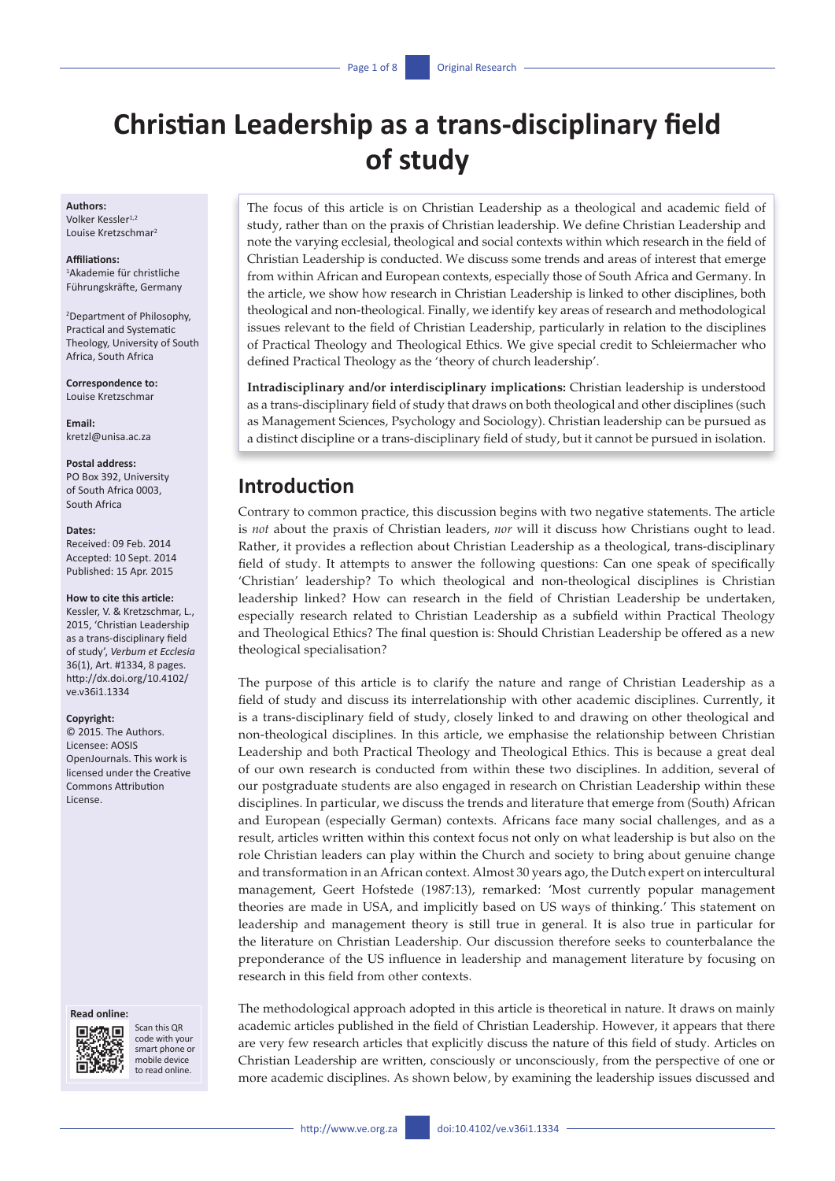# Christian Leadership as a trans-disciplinary field of study

**Authors:**
Volker Kessler[1,2]
Louise Kretzschmar[2]

**Affiliations:**
[1]Akademie für christliche Führungskräfte, Germany

[2]Department of Philosophy, Practical and Systematic Theology, University of South Africa, South Africa

**Correspondence to:**
Louise Kretzschmar

**Email:**
kretzl@unisa.ac.za

**Postal address:**
PO Box 392, University of South Africa 0003, South Africa

**Dates:**
Received: 09 Feb. 2014
Accepted: 10 Sept. 2014
Published: 15 Apr. 2015

**How to cite this article:**
Kessler, V. & Kretzschmar, L., 2015, 'Christian Leadership as a trans-disciplinary field of study', *Verbum et Ecclesia* 36(1), Art. #1334, 8 pages. http://dx.doi.org/10.4102/ve.v36i1.1334

**Copyright:**
© 2015. The Authors. Licensee: AOSIS OpenJournals. This work is licensed under the Creative Commons Attribution License.

**Read online:**
Scan this QR code with your smart phone or mobile device to read online.

The focus of this article is on Christian Leadership as a theological and academic field of study, rather than on the praxis of Christian leadership. We define Christian Leadership and note the varying ecclesial, theological and social contexts within which research in the field of Christian Leadership is conducted. We discuss some trends and areas of interest that emerge from within African and European contexts, especially those of South Africa and Germany. In the article, we show how research in Christian Leadership is linked to other disciplines, both theological and non-theological. Finally, we identify key areas of research and methodological issues relevant to the field of Christian Leadership, particularly in relation to the disciplines of Practical Theology and Theological Ethics. We give special credit to Schleiermacher who defined Practical Theology as the 'theory of church leadership'.

**Intradisciplinary and/or interdisciplinary implications:** Christian leadership is understood as a trans-disciplinary field of study that draws on both theological and other disciplines (such as Management Sciences, Psychology and Sociology). Christian leadership can be pursued as a distinct discipline or a trans-disciplinary field of study, but it cannot be pursued in isolation.

## Introduction

Contrary to common practice, this discussion begins with two negative statements. The article is *not* about the praxis of Christian leaders, *nor* will it discuss how Christians ought to lead. Rather, it provides a reflection about Christian Leadership as a theological, trans-disciplinary field of study. It attempts to answer the following questions: Can one speak of specifically 'Christian' leadership? To which theological and non-theological disciplines is Christian leadership linked? How can research in the field of Christian Leadership be undertaken, especially research related to Christian Leadership as a subfield within Practical Theology and Theological Ethics? The final question is: Should Christian Leadership be offered as a new theological specialisation?

The purpose of this article is to clarify the nature and range of Christian Leadership as a field of study and discuss its interrelationship with other academic disciplines. Currently, it is a trans-disciplinary field of study, closely linked to and drawing on other theological and non-theological disciplines. In this article, we emphasise the relationship between Christian Leadership and both Practical Theology and Theological Ethics. This is because a great deal of our own research is conducted from within these two disciplines. In addition, several of our postgraduate students are also engaged in research on Christian Leadership within these disciplines. In particular, we discuss the trends and literature that emerge from (South) African and European (especially German) contexts. Africans face many social challenges, and as a result, articles written within this context focus not only on what leadership is but also on the role Christian leaders can play within the Church and society to bring about genuine change and transformation in an African context. Almost 30 years ago, the Dutch expert on intercultural management, Geert Hofstede (1987:13), remarked: 'Most currently popular management theories are made in USA, and implicitly based on US ways of thinking.' This statement on leadership and management theory is still true in general. It is also true in particular for the literature on Christian Leadership. Our discussion therefore seeks to counterbalance the preponderance of the US influence in leadership and management literature by focusing on research in this field from other contexts.

The methodological approach adopted in this article is theoretical in nature. It draws on mainly academic articles published in the field of Christian Leadership. However, it appears that there are very few research articles that explicitly discuss the nature of this field of study. Articles on Christian Leadership are written, consciously or unconsciously, from the perspective of one or more academic disciplines. As shown below, by examining the leadership issues discussed and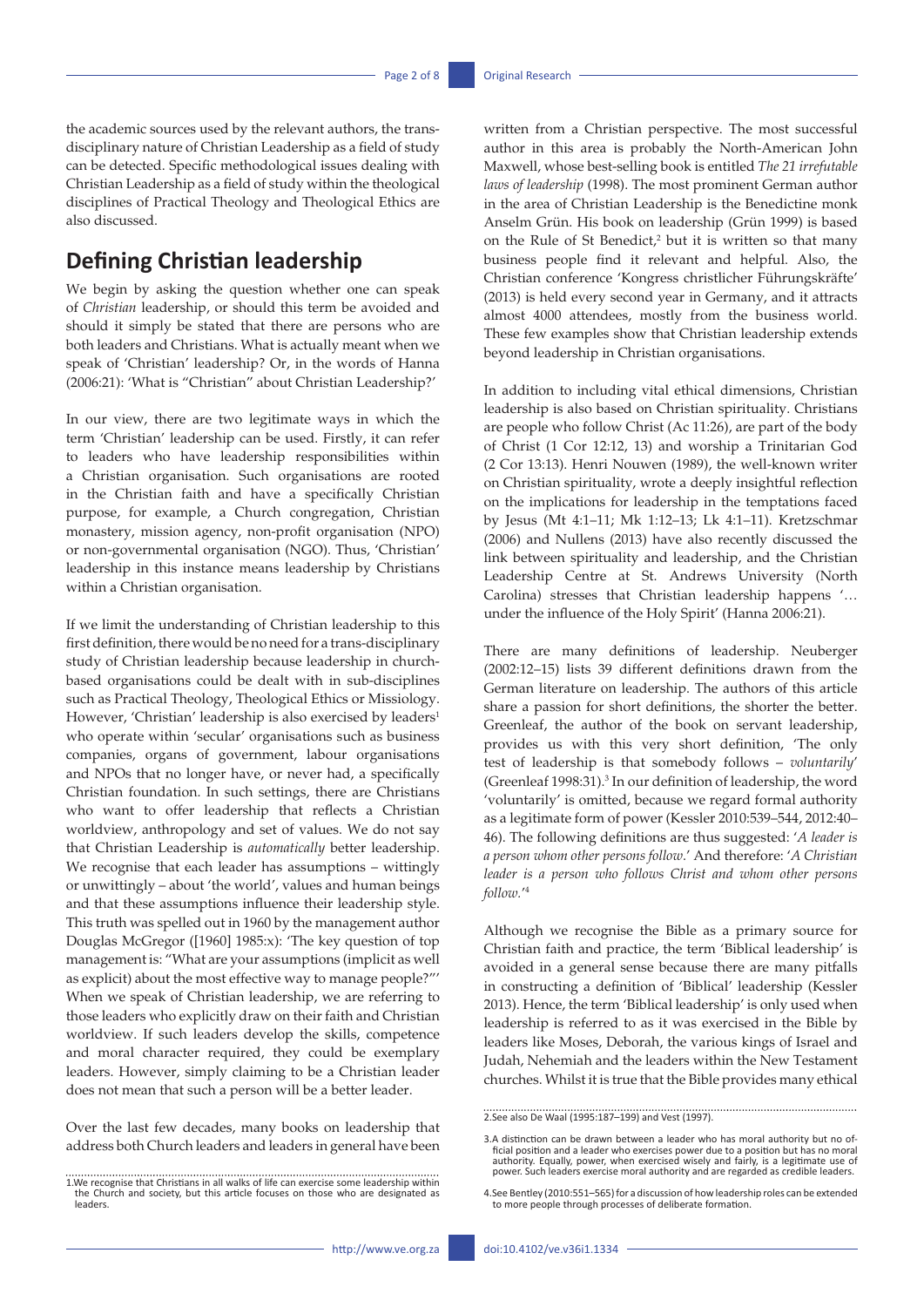the academic sources used by the relevant authors, the trans-disciplinary nature of Christian Leadership as a field of study can be detected. Specific methodological issues dealing with Christian Leadership as a field of study within the theological disciplines of Practical Theology and Theological Ethics are also discussed.

## Defining Christian leadership

We begin by asking the question whether one can speak of *Christian* leadership, or should this term be avoided and should it simply be stated that there are persons who are both leaders and Christians. What is actually meant when we speak of 'Christian' leadership? Or, in the words of Hanna (2006:21): 'What is "Christian" about Christian Leadership?'

In our view, there are two legitimate ways in which the term 'Christian' leadership can be used. Firstly, it can refer to leaders who have leadership responsibilities within a Christian organisation. Such organisations are rooted in the Christian faith and have a specifically Christian purpose, for example, a Church congregation, Christian monastery, mission agency, non-profit organisation (NPO) or non-governmental organisation (NGO). Thus, 'Christian' leadership in this instance means leadership by Christians within a Christian organisation.

If we limit the understanding of Christian leadership to this first definition, there would be no need for a trans-disciplinary study of Christian leadership because leadership in church-based organisations could be dealt with in sub-disciplines such as Practical Theology, Theological Ethics or Missiology. However, 'Christian' leadership is also exercised by leaders[1] who operate within 'secular' organisations such as business companies, organs of government, labour organisations and NPOs that no longer have, or never had, a specifically Christian foundation. In such settings, there are Christians who want to offer leadership that reflects a Christian worldview, anthropology and set of values. We do not say that Christian Leadership is *automatically* better leadership. We recognise that each leader has assumptions – wittingly or unwittingly – about 'the world', values and human beings and that these assumptions influence their leadership style. This truth was spelled out in 1960 by the management author Douglas McGregor ([1960] 1985:x): 'The key question of top management is: "What are your assumptions (implicit as well as explicit) about the most effective way to manage people?"' When we speak of Christian leadership, we are referring to those leaders who explicitly draw on their faith and Christian worldview. If such leaders develop the skills, competence and moral character required, they could be exemplary leaders. However, simply claiming to be a Christian leader does not mean that such a person will be a better leader.

Over the last few decades, many books on leadership that address both Church leaders and leaders in general have been written from a Christian perspective. The most successful author in this area is probably the North-American John Maxwell, whose best-selling book is entitled *The 21 irrefutable laws of leadership* (1998). The most prominent German author in the area of Christian Leadership is the Benedictine monk Anselm Grün. His book on leadership (Grün 1999) is based on the Rule of St Benedict,[2] but it is written so that many business people find it relevant and helpful. Also, the Christian conference 'Kongress christlicher Führungskräfte' (2013) is held every second year in Germany, and it attracts almost 4000 attendees, mostly from the business world. These few examples show that Christian leadership extends beyond leadership in Christian organisations.

In addition to including vital ethical dimensions, Christian leadership is also based on Christian spirituality. Christians are people who follow Christ (Ac 11:26), are part of the body of Christ (1 Cor 12:12, 13) and worship a Trinitarian God (2 Cor 13:13). Henri Nouwen (1989), the well-known writer on Christian spirituality, wrote a deeply insightful reflection on the implications for leadership in the temptations faced by Jesus (Mt 4:1–11; Mk 1:12–13; Lk 4:1–11). Kretzschmar (2006) and Nullens (2013) have also recently discussed the link between spirituality and leadership, and the Christian Leadership Centre at St. Andrews University (North Carolina) stresses that Christian leadership happens '… under the influence of the Holy Spirit' (Hanna 2006:21).

There are many definitions of leadership. Neuberger (2002:12–15) lists 39 different definitions drawn from the German literature on leadership. The authors of this article share a passion for short definitions, the shorter the better. Greenleaf, the author of the book on servant leadership, provides us with this very short definition, 'The only test of leadership is that somebody follows – *voluntarily*' (Greenleaf 1998:31).[3] In our definition of leadership, the word 'voluntarily' is omitted, because we regard formal authority as a legitimate form of power (Kessler 2010:539–544, 2012:40–46). The following definitions are thus suggested: '*A leader is a person whom other persons follow*.' And therefore: '*A Christian leader is a person who follows Christ and whom other persons follow.*'[4]

Although we recognise the Bible as a primary source for Christian faith and practice, the term 'Biblical leadership' is avoided in a general sense because there are many pitfalls in constructing a definition of 'Biblical' leadership (Kessler 2013). Hence, the term 'Biblical leadership' is only used when leadership is referred to as it was exercised in the Bible by leaders like Moses, Deborah, the various kings of Israel and Judah, Nehemiah and the leaders within the New Testament churches. Whilst it is true that the Bible provides many ethical

1.We recognise that Christians in all walks of life can exercise some leadership within the Church and society, but this article focuses on those who are designated as leaders.

2.See also De Waal (1995:187–199) and Vest (1997).

3.A distinction can be drawn between a leader who has moral authority but no official position and a leader who exercises power due to a position but has no moral authority. Equally, power, when exercised wisely and fairly, is a legitimate use of power. Such leaders exercise moral authority and are regarded as credible leaders.

4.See Bentley (2010:551–565) for a discussion of how leadership roles can be extended to more people through processes of deliberate formation.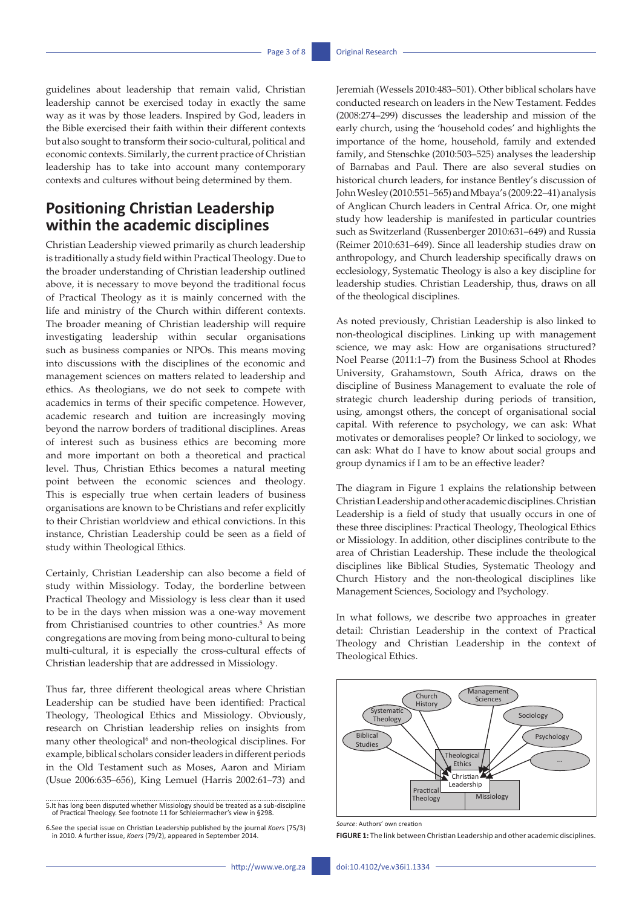guidelines about leadership that remain valid, Christian leadership cannot be exercised today in exactly the same way as it was by those leaders. Inspired by God, leaders in the Bible exercised their faith within their different contexts but also sought to transform their socio-cultural, political and economic contexts. Similarly, the current practice of Christian leadership has to take into account many contemporary contexts and cultures without being determined by them.

## Positioning Christian Leadership within the academic disciplines

Christian Leadership viewed primarily as church leadership is traditionally a study field within Practical Theology. Due to the broader understanding of Christian leadership outlined above, it is necessary to move beyond the traditional focus of Practical Theology as it is mainly concerned with the life and ministry of the Church within different contexts. The broader meaning of Christian leadership will require investigating leadership within secular organisations such as business companies or NPOs. This means moving into discussions with the disciplines of the economic and management sciences on matters related to leadership and ethics. As theologians, we do not seek to compete with academics in terms of their specific competence. However, academic research and tuition are increasingly moving beyond the narrow borders of traditional disciplines. Areas of interest such as business ethics are becoming more and more important on both a theoretical and practical level. Thus, Christian Ethics becomes a natural meeting point between the economic sciences and theology. This is especially true when certain leaders of business organisations are known to be Christians and refer explicitly to their Christian worldview and ethical convictions. In this instance, Christian Leadership could be seen as a field of study within Theological Ethics.

Certainly, Christian Leadership can also become a field of study within Missiology. Today, the borderline between Practical Theology and Missiology is less clear than it used to be in the days when mission was a one-way movement from Christianised countries to other countries.[5] As more congregations are moving from being mono-cultural to being multi-cultural, it is especially the cross-cultural effects of Christian leadership that are addressed in Missiology.

Thus far, three different theological areas where Christian Leadership can be studied have been identified: Practical Theology, Theological Ethics and Missiology. Obviously, research on Christian leadership relies on insights from many other theological[6] and non-theological disciplines. For example, biblical scholars consider leaders in different periods in the Old Testament such as Moses, Aaron and Miriam (Usue 2006:635–656), King Lemuel (Harris 2002:61–73) and Jeremiah (Wessels 2010:483–501). Other biblical scholars have conducted research on leaders in the New Testament. Feddes (2008:274–299) discusses the leadership and mission of the early church, using the 'household codes' and highlights the importance of the home, household, family and extended family, and Stenschke (2010:503–525) analyses the leadership of Barnabas and Paul. There are also several studies on historical church leaders, for instance Bentley's discussion of John Wesley (2010:551–565) and Mbaya's (2009:22–41) analysis of Anglican Church leaders in Central Africa. Or, one might study how leadership is manifested in particular countries such as Switzerland (Russenberger 2010:631–649) and Russia (Reimer 2010:631–649). Since all leadership studies draw on anthropology, and Church leadership specifically draws on ecclesiology, Systematic Theology is also a key discipline for leadership studies. Christian Leadership, thus, draws on all of the theological disciplines.

As noted previously, Christian Leadership is also linked to non-theological disciplines. Linking up with management science, we may ask: How are organisations structured? Noel Pearse (2011:1–7) from the Business School at Rhodes University, Grahamstown, South Africa, draws on the discipline of Business Management to evaluate the role of strategic church leadership during periods of transition, using, amongst others, the concept of organisational social capital. With reference to psychology, we can ask: What motivates or demoralises people? Or linked to sociology, we can ask: What do I have to know about social groups and group dynamics if I am to be an effective leader?

The diagram in Figure 1 explains the relationship between Christian Leadership and other academic disciplines. Christian Leadership is a field of study that usually occurs in one of these three disciplines: Practical Theology, Theological Ethics or Missiology. In addition, other disciplines contribute to the area of Christian Leadership. These include the theological disciplines like Biblical Studies, Systematic Theology and Church History and the non-theological disciplines like Management Sciences, Sociology and Psychology.

In what follows, we describe two approaches in greater detail: Christian Leadership in the context of Practical Theology and Christian Leadership in the context of Theological Ethics.

*Source*: Authors' own creation

**FIGURE 1:** The link between Christian Leadership and other academic disciplines.

5.It has long been disputed whether Missiology should be treated as a sub-discipline of Practical Theology. See footnote 11 for Schleiermacher's view in §298.

6.See the special issue on Christian Leadership published by the journal *Koers* (75/3) in 2010. A further issue, *Koers* (79/2), appeared in September 2014.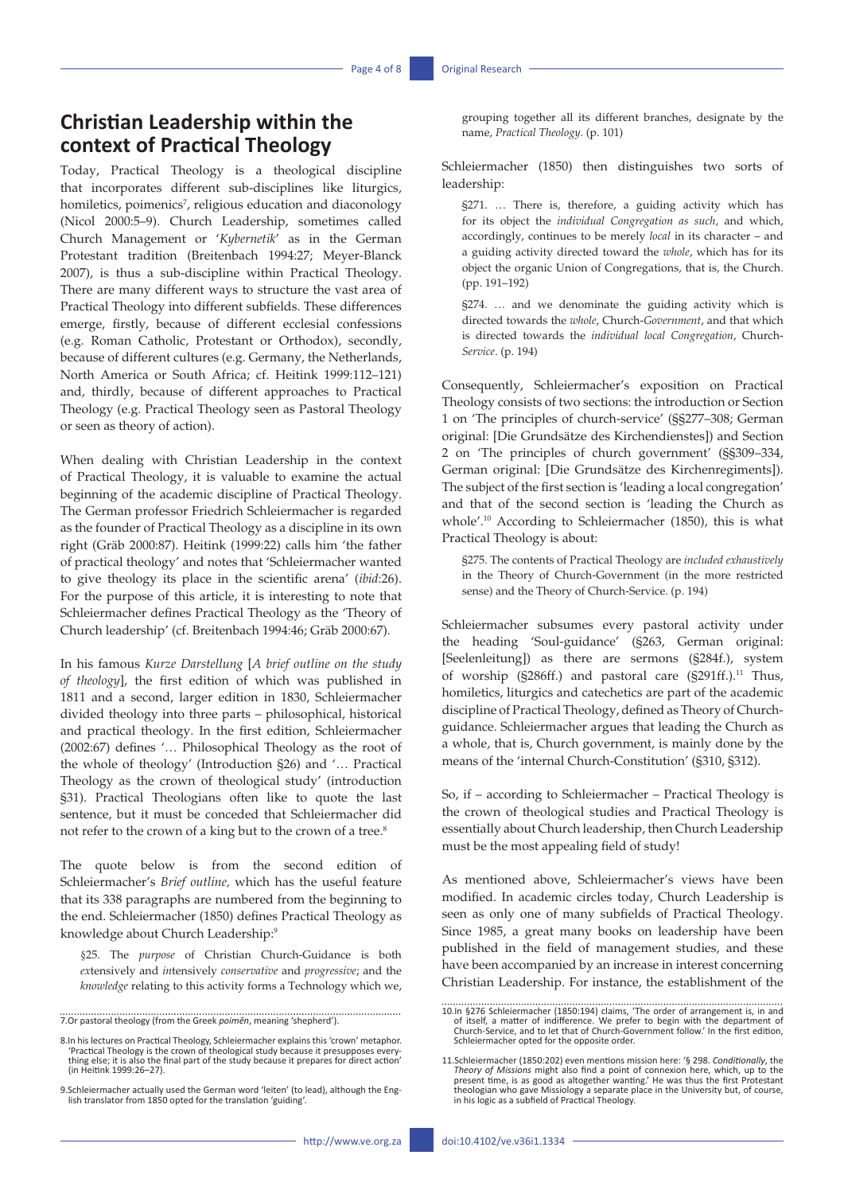## Christian Leadership within the context of Practical Theology

Today, Practical Theology is a theological discipline that incorporates different sub-disciplines like liturgics, homiletics, poimenics[7], religious education and diaconology (Nicol 2000:5–9). Church Leadership, sometimes called Church Management or '*Kybernetik*' as in the German Protestant tradition (Breitenbach 1994:27; Meyer-Blanck 2007), is thus a sub-discipline within Practical Theology. There are many different ways to structure the vast area of Practical Theology into different subfields. These differences emerge, firstly, because of different ecclesial confessions (e.g. Roman Catholic, Protestant or Orthodox), secondly, because of different cultures (e.g. Germany, the Netherlands, North America or South Africa; cf. Heitink 1999:112–121) and, thirdly, because of different approaches to Practical Theology (e.g. Practical Theology seen as Pastoral Theology or seen as theory of action).

When dealing with Christian Leadership in the context of Practical Theology, it is valuable to examine the actual beginning of the academic discipline of Practical Theology. The German professor Friedrich Schleiermacher is regarded as the founder of Practical Theology as a discipline in its own right (Gräb 2000:87). Heitink (1999:22) calls him 'the father of practical theology' and notes that 'Schleiermacher wanted to give theology its place in the scientific arena' (*ibid*:26). For the purpose of this article, it is interesting to note that Schleiermacher defines Practical Theology as the 'Theory of Church leadership' (cf. Breitenbach 1994:46; Gräb 2000:67).

In his famous *Kurze Darstellung* [*A brief outline on the study of theology*], the first edition of which was published in 1811 and a second, larger edition in 1830, Schleiermacher divided theology into three parts – philosophical, historical and practical theology. In the first edition, Schleiermacher (2002:67) defines '… Philosophical Theology as the root of the whole of theology' (Introduction §26) and '… Practical Theology as the crown of theological study' (introduction §31). Practical Theologians often like to quote the last sentence, but it must be conceded that Schleiermacher did not refer to the crown of a king but to the crown of a tree.[8]

The quote below is from the second edition of Schleiermacher's *Brief outline,* which has the useful feature that its 338 paragraphs are numbered from the beginning to the end. Schleiermacher (1850) defines Practical Theology as knowledge about Church Leadership:[9]

> §25. The *purpose* of Christian Church-Guidance is both *ex*tensively and *in*tensively *conservative* and *progressive*; and the *knowledge* relating to this activity forms a Technology which we, grouping together all its different branches, designate by the name, *Practical Theology.* (p. 101)

Schleiermacher (1850) then distinguishes two sorts of leadership:

> §271. … There is, therefore, a guiding activity which has for its object the *individual Congregation as such*, and which, accordingly, continues to be merely *local* in its character – and a guiding activity directed toward the *whole*, which has for its object the organic Union of Congregations, that is, the Church. (pp. 191–192)

> §274. … and we denominate the guiding activity which is directed towards the *whole*, Church-*Government*, and that which is directed towards the *individual local Congregation*, Church-*Service*. (p. 194)

Consequently, Schleiermacher's exposition on Practical Theology consists of two sections: the introduction or Section 1 on 'The principles of church-service' (§§277–308; German original: [Die Grundsätze des Kirchendienstes]) and Section 2 on 'The principles of church government' (§§309–334, German original: [Die Grundsätze des Kirchenregiments]). The subject of the first section is 'leading a local congregation' and that of the second section is 'leading the Church as whole'.[10] According to Schleiermacher (1850), this is what Practical Theology is about:

> §275. The contents of Practical Theology are *included exhaustively* in the Theory of Church-Government (in the more restricted sense) and the Theory of Church-Service. (p. 194)

Schleiermacher subsumes every pastoral activity under the heading 'Soul-guidance' (§263, German original: [Seelenleitung]) as there are sermons (§284f.), system of worship (§286ff.) and pastoral care (§291ff.).[11] Thus, homiletics, liturgics and catechetics are part of the academic discipline of Practical Theology, defined as Theory of Church-guidance. Schleiermacher argues that leading the Church as a whole, that is, Church government, is mainly done by the means of the 'internal Church-Constitution' (§310, §312).

So, if – according to Schleiermacher – Practical Theology is the crown of theological studies and Practical Theology is essentially about Church leadership, then Church Leadership must be the most appealing field of study!

As mentioned above, Schleiermacher's views have been modified. In academic circles today, Church Leadership is seen as only one of many subfields of Practical Theology. Since 1985, a great many books on leadership have been published in the field of management studies, and these have been accompanied by an increase in interest concerning Christian Leadership. For instance, the establishment of the

---

7. Or pastoral theology (from the Greek *poimēn*, meaning 'shepherd').

8. In his lectures on Practical Theology, Schleiermacher explains this 'crown' metaphor. 'Practical Theology is the crown of theological study because it presupposes everything else; it is also the final part of the study because it prepares for direct action' (in Heitink 1999:26–27).

9. Schleiermacher actually used the German word 'leiten' (to lead), although the English translator from 1850 opted for the translation 'guiding'.

10. In §276 Schleiermacher (1850:194) claims, 'The order of arrangement is, in and of itself, a matter of indifference. We prefer to begin with the department of Church-Service, and to let that of Church-Government follow.' In the first edition, Schleiermacher opted for the opposite order.

11. Schleiermacher (1850:202) even mentions mission here: '§ 298. *Conditionally*, the *Theory of Missions* might also find a point of connexion here, which, up to the present time, is as good as altogether wanting.' He was thus the first Protestant theologian who gave Missiology a separate place in the University but, of course, in his logic as a subfield of Practical Theology.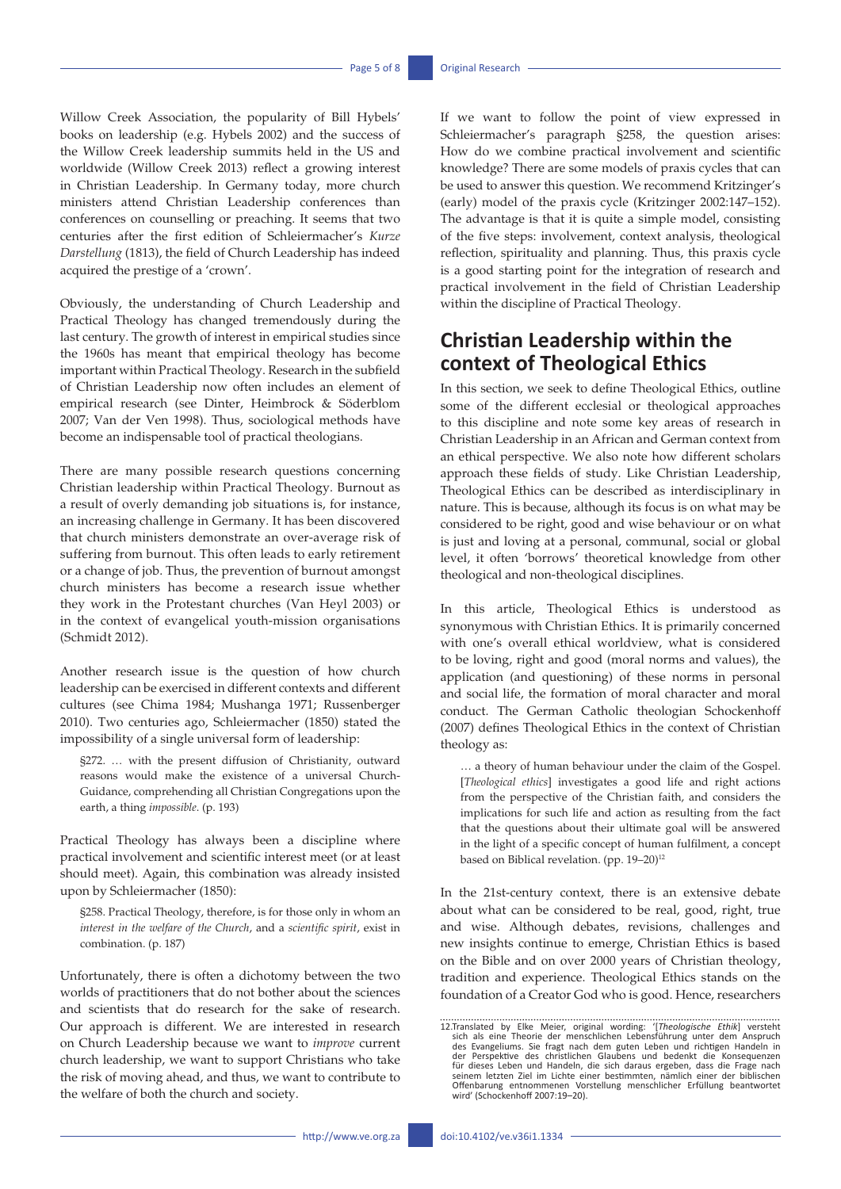Willow Creek Association, the popularity of Bill Hybels' books on leadership (e.g. Hybels 2002) and the success of the Willow Creek leadership summits held in the US and worldwide (Willow Creek 2013) reflect a growing interest in Christian Leadership. In Germany today, more church ministers attend Christian Leadership conferences than conferences on counselling or preaching. It seems that two centuries after the first edition of Schleiermacher's *Kurze Darstellung* (1813), the field of Church Leadership has indeed acquired the prestige of a 'crown'.

Obviously, the understanding of Church Leadership and Practical Theology has changed tremendously during the last century. The growth of interest in empirical studies since the 1960s has meant that empirical theology has become important within Practical Theology. Research in the subfield of Christian Leadership now often includes an element of empirical research (see Dinter, Heimbrock & Söderblom 2007; Van der Ven 1998). Thus, sociological methods have become an indispensable tool of practical theologians.

There are many possible research questions concerning Christian leadership within Practical Theology. Burnout as a result of overly demanding job situations is, for instance, an increasing challenge in Germany. It has been discovered that church ministers demonstrate an over-average risk of suffering from burnout. This often leads to early retirement or a change of job. Thus, the prevention of burnout amongst church ministers has become a research issue whether they work in the Protestant churches (Van Heyl 2003) or in the context of evangelical youth-mission organisations (Schmidt 2012).

Another research issue is the question of how church leadership can be exercised in different contexts and different cultures (see Chima 1984; Mushanga 1971; Russenberger 2010). Two centuries ago, Schleiermacher (1850) stated the impossibility of a single universal form of leadership:

> §272. … with the present diffusion of Christianity, outward reasons would make the existence of a universal Church-Guidance, comprehending all Christian Congregations upon the earth, a thing *impossible*. (p. 193)

Practical Theology has always been a discipline where practical involvement and scientific interest meet (or at least should meet). Again, this combination was already insisted upon by Schleiermacher (1850):

> §258. Practical Theology, therefore, is for those only in whom an *interest in the welfare of the Church*, and a *scientific spirit*, exist in combination. (p. 187)

Unfortunately, there is often a dichotomy between the two worlds of practitioners that do not bother about the sciences and scientists that do research for the sake of research. Our approach is different. We are interested in research on Church Leadership because we want to *improve* current church leadership, we want to support Christians who take the risk of moving ahead, and thus, we want to contribute to the welfare of both the church and society.

If we want to follow the point of view expressed in Schleiermacher's paragraph §258, the question arises: How do we combine practical involvement and scientific knowledge? There are some models of praxis cycles that can be used to answer this question. We recommend Kritzinger's (early) model of the praxis cycle (Kritzinger 2002:147–152). The advantage is that it is quite a simple model, consisting of the five steps: involvement, context analysis, theological reflection, spirituality and planning. Thus, this praxis cycle is a good starting point for the integration of research and practical involvement in the field of Christian Leadership within the discipline of Practical Theology.

## Christian Leadership within the context of Theological Ethics

In this section, we seek to define Theological Ethics, outline some of the different ecclesial or theological approaches to this discipline and note some key areas of research in Christian Leadership in an African and German context from an ethical perspective. We also note how different scholars approach these fields of study. Like Christian Leadership, Theological Ethics can be described as interdisciplinary in nature. This is because, although its focus is on what may be considered to be right, good and wise behaviour or on what is just and loving at a personal, communal, social or global level, it often 'borrows' theoretical knowledge from other theological and non-theological disciplines.

In this article, Theological Ethics is understood as synonymous with Christian Ethics. It is primarily concerned with one's overall ethical worldview, what is considered to be loving, right and good (moral norms and values), the application (and questioning) of these norms in personal and social life, the formation of moral character and moral conduct. The German Catholic theologian Schockenhoff (2007) defines Theological Ethics in the context of Christian theology as:

> … a theory of human behaviour under the claim of the Gospel. [*Theological ethics*] investigates a good life and right actions from the perspective of the Christian faith, and considers the implications for such life and action as resulting from the fact that the questions about their ultimate goal will be answered in the light of a specific concept of human fulfilment, a concept based on Biblical revelation. (pp. 19–20)[12]

In the 21st-century context, there is an extensive debate about what can be considered to be real, good, right, true and wise. Although debates, revisions, challenges and new insights continue to emerge, Christian Ethics is based on the Bible and on over 2000 years of Christian theology, tradition and experience. Theological Ethics stands on the foundation of a Creator God who is good. Hence, researchers

12.Translated by Elke Meier, original wording: '[*Theologische Ethik*] versteht sich als eine Theorie der menschlichen Lebensführung unter dem Anspruch des Evangeliums. Sie fragt nach dem guten Leben und richtigen Handeln in der Perspektive des christlichen Glaubens und bedenkt die Konsequenzen für dieses Leben und Handeln, die sich daraus ergeben, dass die Frage nach seinem letzten Ziel im Lichte einer bestimmten, nämlich einer der biblischen Offenbarung entnommenen Vorstellung menschlicher Erfüllung beantwortet wird' (Schockenhoff 2007:19–20).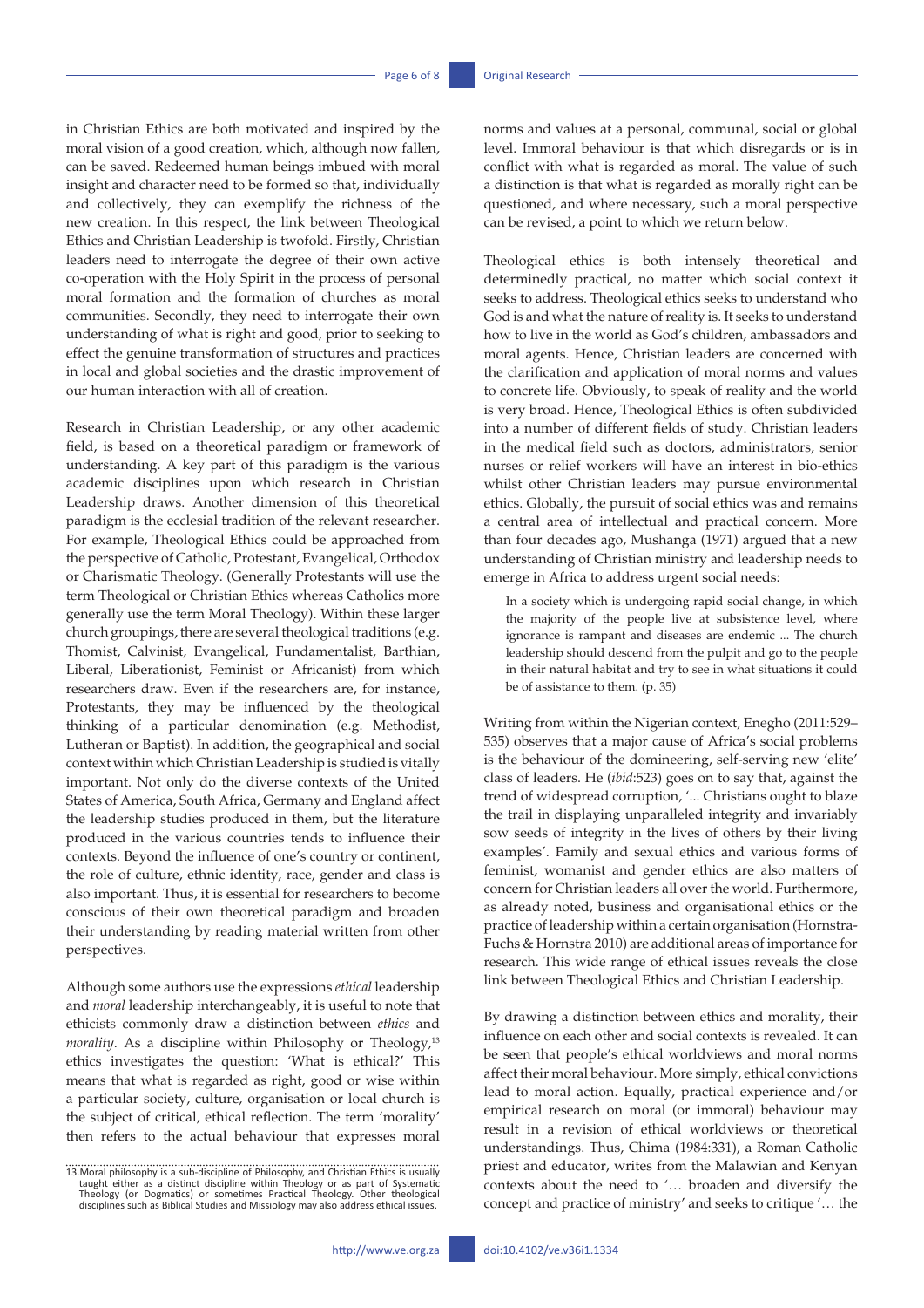in Christian Ethics are both motivated and inspired by the moral vision of a good creation, which, although now fallen, can be saved. Redeemed human beings imbued with moral insight and character need to be formed so that, individually and collectively, they can exemplify the richness of the new creation. In this respect, the link between Theological Ethics and Christian Leadership is twofold. Firstly, Christian leaders need to interrogate the degree of their own active co-operation with the Holy Spirit in the process of personal moral formation and the formation of churches as moral communities. Secondly, they need to interrogate their own understanding of what is right and good, prior to seeking to effect the genuine transformation of structures and practices in local and global societies and the drastic improvement of our human interaction with all of creation.

Research in Christian Leadership, or any other academic field, is based on a theoretical paradigm or framework of understanding. A key part of this paradigm is the various academic disciplines upon which research in Christian Leadership draws. Another dimension of this theoretical paradigm is the ecclesial tradition of the relevant researcher. For example, Theological Ethics could be approached from the perspective of Catholic, Protestant, Evangelical, Orthodox or Charismatic Theology. (Generally Protestants will use the term Theological or Christian Ethics whereas Catholics more generally use the term Moral Theology). Within these larger church groupings, there are several theological traditions (e.g. Thomist, Calvinist, Evangelical, Fundamentalist, Barthian, Liberal, Liberationist, Feminist or Africanist) from which researchers draw. Even if the researchers are, for instance, Protestants, they may be influenced by the theological thinking of a particular denomination (e.g. Methodist, Lutheran or Baptist). In addition, the geographical and social context within which Christian Leadership is studied is vitally important. Not only do the diverse contexts of the United States of America, South Africa, Germany and England affect the leadership studies produced in them, but the literature produced in the various countries tends to influence their contexts. Beyond the influence of one's country or continent, the role of culture, ethnic identity, race, gender and class is also important. Thus, it is essential for researchers to become conscious of their own theoretical paradigm and broaden their understanding by reading material written from other perspectives.

Although some authors use the expressions *ethical* leadership and *moral* leadership interchangeably, it is useful to note that ethicists commonly draw a distinction between *ethics* and *morality*. As a discipline within Philosophy or Theology,[13] ethics investigates the question: 'What is ethical?' This means that what is regarded as right, good or wise within a particular society, culture, organisation or local church is the subject of critical, ethical reflection. The term 'morality' then refers to the actual behaviour that expresses moral norms and values at a personal, communal, social or global level. Immoral behaviour is that which disregards or is in conflict with what is regarded as moral. The value of such a distinction is that what is regarded as morally right can be questioned, and where necessary, such a moral perspective can be revised, a point to which we return below.

Theological ethics is both intensely theoretical and determinedly practical, no matter which social context it seeks to address. Theological ethics seeks to understand who God is and what the nature of reality is. It seeks to understand how to live in the world as God's children, ambassadors and moral agents. Hence, Christian leaders are concerned with the clarification and application of moral norms and values to concrete life. Obviously, to speak of reality and the world is very broad. Hence, Theological Ethics is often subdivided into a number of different fields of study. Christian leaders in the medical field such as doctors, administrators, senior nurses or relief workers will have an interest in bio-ethics whilst other Christian leaders may pursue environmental ethics. Globally, the pursuit of social ethics was and remains a central area of intellectual and practical concern. More than four decades ago, Mushanga (1971) argued that a new understanding of Christian ministry and leadership needs to emerge in Africa to address urgent social needs:

> In a society which is undergoing rapid social change, in which the majority of the people live at subsistence level, where ignorance is rampant and diseases are endemic ... The church leadership should descend from the pulpit and go to the people in their natural habitat and try to see in what situations it could be of assistance to them. (p. 35)

Writing from within the Nigerian context, Enegho (2011:529–535) observes that a major cause of Africa's social problems is the behaviour of the domineering, self-serving new 'elite' class of leaders. He (*ibid*:523) goes on to say that, against the trend of widespread corruption, '... Christians ought to blaze the trail in displaying unparalleled integrity and invariably sow seeds of integrity in the lives of others by their living examples'. Family and sexual ethics and various forms of feminist, womanist and gender ethics are also matters of concern for Christian leaders all over the world. Furthermore, as already noted, business and organisational ethics or the practice of leadership within a certain organisation (Hornstra-Fuchs & Hornstra 2010) are additional areas of importance for research. This wide range of ethical issues reveals the close link between Theological Ethics and Christian Leadership.

By drawing a distinction between ethics and morality, their influence on each other and social contexts is revealed. It can be seen that people's ethical worldviews and moral norms affect their moral behaviour. More simply, ethical convictions lead to moral action. Equally, practical experience and/or empirical research on moral (or immoral) behaviour may result in a revision of ethical worldviews or theoretical understandings. Thus, Chima (1984:331), a Roman Catholic priest and educator, writes from the Malawian and Kenyan contexts about the need to '… broaden and diversify the concept and practice of ministry' and seeks to critique '… the

13. Moral philosophy is a sub-discipline of Philosophy, and Christian Ethics is usually taught either as a distinct discipline within Theology or as part of Systematic Theology (or Dogmatics) or sometimes Practical Theology. Other theological disciplines such as Biblical Studies and Missiology may also address ethical issues.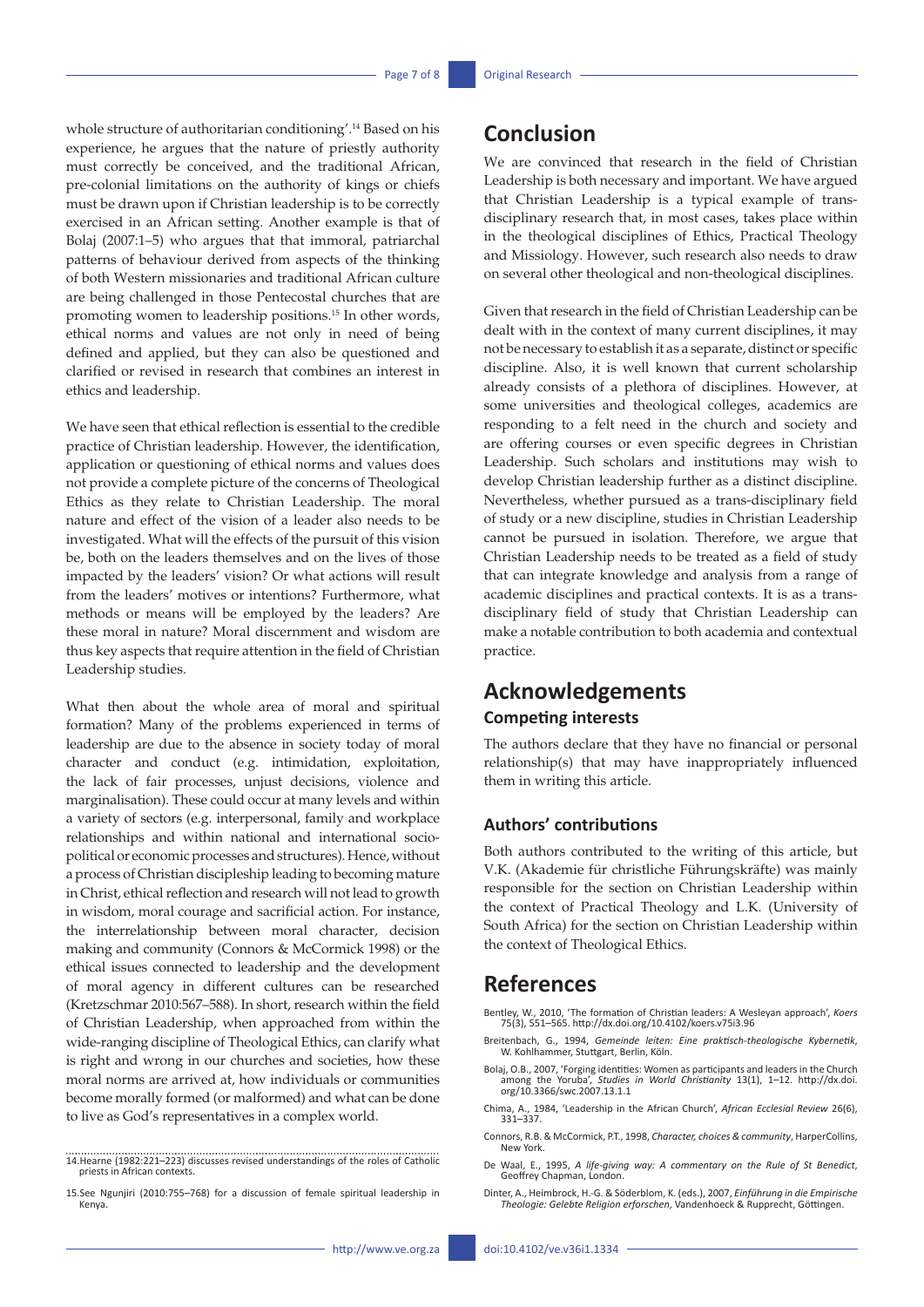whole structure of authoritarian conditioning'.[14] Based on his experience, he argues that the nature of priestly authority must correctly be conceived, and the traditional African, pre-colonial limitations on the authority of kings or chiefs must be drawn upon if Christian leadership is to be correctly exercised in an African setting. Another example is that of Bolaj (2007:1–5) who argues that that immoral, patriarchal patterns of behaviour derived from aspects of the thinking of both Western missionaries and traditional African culture are being challenged in those Pentecostal churches that are promoting women to leadership positions.[15] In other words, ethical norms and values are not only in need of being defined and applied, but they can also be questioned and clarified or revised in research that combines an interest in ethics and leadership.

We have seen that ethical reflection is essential to the credible practice of Christian leadership. However, the identification, application or questioning of ethical norms and values does not provide a complete picture of the concerns of Theological Ethics as they relate to Christian Leadership. The moral nature and effect of the vision of a leader also needs to be investigated. What will the effects of the pursuit of this vision be, both on the leaders themselves and on the lives of those impacted by the leaders' vision? Or what actions will result from the leaders' motives or intentions? Furthermore, what methods or means will be employed by the leaders? Are these moral in nature? Moral discernment and wisdom are thus key aspects that require attention in the field of Christian Leadership studies.

What then about the whole area of moral and spiritual formation? Many of the problems experienced in terms of leadership are due to the absence in society today of moral character and conduct (e.g. intimidation, exploitation, the lack of fair processes, unjust decisions, violence and marginalisation). These could occur at many levels and within a variety of sectors (e.g. interpersonal, family and workplace relationships and within national and international socio-political or economic processes and structures). Hence, without a process of Christian discipleship leading to becoming mature in Christ, ethical reflection and research will not lead to growth in wisdom, moral courage and sacrificial action. For instance, the interrelationship between moral character, decision making and community (Connors & McCormick 1998) or the ethical issues connected to leadership and the development of moral agency in different cultures can be researched (Kretzschmar 2010:567–588). In short, research within the field of Christian Leadership, when approached from within the wide-ranging discipline of Theological Ethics, can clarify what is right and wrong in our churches and societies, how these moral norms are arrived at, how individuals or communities become morally formed (or malformed) and what can be done to live as God's representatives in a complex world.

14. Hearne (1982:221–223) discusses revised understandings of the roles of Catholic priests in African contexts.

15. See Ngunjiri (2010:755–768) for a discussion of female spiritual leadership in Kenya.

# Conclusion

We are convinced that research in the field of Christian Leadership is both necessary and important. We have argued that Christian Leadership is a typical example of trans-disciplinary research that, in most cases, takes place within in the theological disciplines of Ethics, Practical Theology and Missiology. However, such research also needs to draw on several other theological and non-theological disciplines.

Given that research in the field of Christian Leadership can be dealt with in the context of many current disciplines, it may not be necessary to establish it as a separate, distinct or specific discipline. Also, it is well known that current scholarship already consists of a plethora of disciplines. However, at some universities and theological colleges, academics are responding to a felt need in the church and society and are offering courses or even specific degrees in Christian Leadership. Such scholars and institutions may wish to develop Christian leadership further as a distinct discipline. Nevertheless, whether pursued as a trans-disciplinary field of study or a new discipline, studies in Christian Leadership cannot be pursued in isolation. Therefore, we argue that Christian Leadership needs to be treated as a field of study that can integrate knowledge and analysis from a range of academic disciplines and practical contexts. It is as a trans-disciplinary field of study that Christian Leadership can make a notable contribution to both academia and contextual practice.

# Acknowledgements

## Competing interests

The authors declare that they have no financial or personal relationship(s) that may have inappropriately influenced them in writing this article.

## Authors' contributions

Both authors contributed to the writing of this article, but V.K. (Akademie für christliche Führungskräfte) was mainly responsible for the section on Christian Leadership within the context of Practical Theology and L.K. (University of South Africa) for the section on Christian Leadership within the context of Theological Ethics.

# References

Bentley, W., 2010, 'The formation of Christian leaders: A Wesleyan approach', *Koers* 75(3), 551–565. http://dx.doi.org/10.4102/koers.v75i3.96

Breitenbach, G., 1994, *Gemeinde leiten: Eine praktisch-theologische Kybernetik*, W. Kohlhammer, Stuttgart, Berlin, Köln.

Bolaj, O.B., 2007, 'Forging identities: Women as participants and leaders in the Church among the Yoruba', *Studies in World Christianity* 13(1), 1–12. http://dx.doi.org/10.3366/swc.2007.13.1.1

Chima, A., 1984, 'Leadership in the African Church', *African Ecclesial Review* 26(6), 331–337.

Connors, R.B. & McCormick, P.T., 1998, *Character, choices & community*, HarperCollins, New York.

De Waal, E., 1995, *A life-giving way: A commentary on the Rule of St Benedict*, Geoffrey Chapman, London.

Dinter, A., Heimbrock, H.-G. & Söderblom, K. (eds.), 2007, *Einführung in die Empirische Theologie: Gelebte Religion erforschen*, Vandenhoeck & Rupprecht, Göttingen.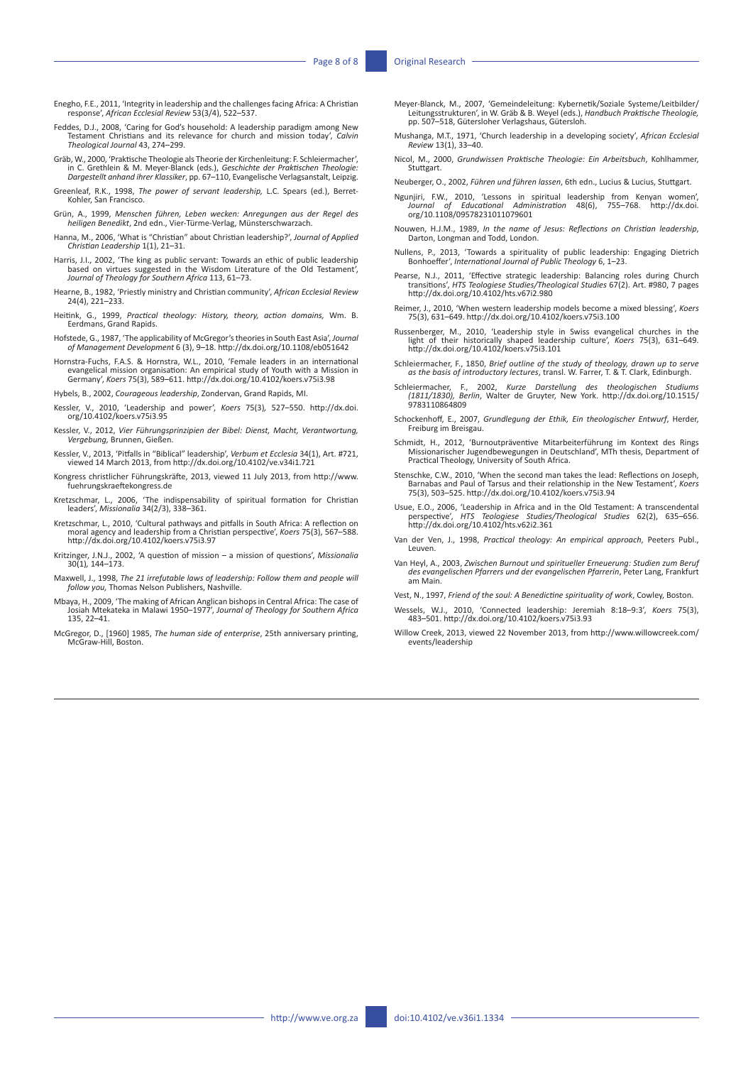Enegho, F.E., 2011, 'Integrity in leadership and the challenges facing Africa: A Christian response', *African Ecclesial Review* 53(3/4), 522–537.

Feddes, D.J., 2008, 'Caring for God's household: A leadership paradigm among New Testament Christians and its relevance for church and mission today', *Calvin Theological Journal* 43, 274–299.

Gräb, W., 2000, 'Praktische Theologie als Theorie der Kirchenleitung: F. Schleiermacher', in C. Grethlein & M. Meyer-Blanck (eds.), *Geschichte der Praktischen Theologie: Dargestellt anhand ihrer Klassiker*, pp. 67–110, Evangelische Verlagsanstalt, Leipzig.

Greenleaf, R.K., 1998, *The power of servant leadership,* L.C. Spears (ed.), Berret-Kohler, San Francisco.

Grün, A., 1999, *Menschen führen, Leben wecken: Anregungen aus der Regel des heiligen Benedikt*, 2nd edn., Vier-Türme-Verlag, Münsterschwarzach.

Hanna, M., 2006, 'What is "Christian" about Christian leadership?', *Journal of Applied Christian Leadership* 1(1), 21–31.

Harris, J.I., 2002, 'The king as public servant: Towards an ethic of public leadership based on virtues suggested in the Wisdom Literature of the Old Testament', *Journal of Theology for Southern Africa* 113, 61–73.

Hearne, B., 1982, 'Priestly ministry and Christian community', *African Ecclesial Review* 24(4), 221–233.

Heitink, G., 1999, *Practical theology: History, theory, action domains,* Wm. B. Eerdmans, Grand Rapids.

Hofstede, G., 1987, 'The applicability of McGregor's theories in South East Asia', *Journal of Management Development* 6 (3), 9–18. http://dx.doi.org/10.1108/eb051642

Hornstra-Fuchs, F.A.S. & Hornstra, W.L., 2010, 'Female leaders in an international evangelical mission organisation: An empirical study of Youth with a Mission in Germany', *Koers* 75(3), 589–611. http://dx.doi.org/10.4102/koers.v75i3.98

Hybels, B., 2002, *Courageous leadership*, Zondervan, Grand Rapids, MI.

Kessler, V., 2010, 'Leadership and power', *Koers* 75(3), 527–550. http://dx.doi.org/10.4102/koers.v75i3.95

Kessler, V., 2012, *Vier Führungsprinzipien der Bibel: Dienst, Macht, Verantwortung, Vergebung,* Brunnen, Gießen.

Kessler, V., 2013, 'Pitfalls in "Biblical" leadership', *Verbum et Ecclesia* 34(1), Art. #721, viewed 14 March 2013, from http://dx.doi.org/10.4102/ve.v34i1.721

Kongress christlicher Führungskräfte, 2013, viewed 11 July 2013, from http://www.fuehrungskraeftekongress.de

Kretzschmar, L., 2006, 'The indispensability of spiritual formation for Christian leaders', *Missionalia* 34(2/3), 338–361.

Kretzschmar, L., 2010, 'Cultural pathways and pitfalls in South Africa: A reflection on moral agency and leadership from a Christian perspective', *Koers* 75(3), 567–588. http://dx.doi.org/10.4102/koers.v75i3.97

Kritzinger, J.N.J., 2002, 'A question of mission – a mission of questions', *Missionalia* 30(1)*,* 144–173.

Maxwell, J., 1998, *The 21 irrefutable laws of leadership: Follow them and people will follow you,* Thomas Nelson Publishers, Nashville.

Mbaya, H., 2009, 'The making of African Anglican bishops in Central Africa: The case of Josiah Mtekateka in Malawi 1950–1977', *Journal of Theology for Southern Africa* 135, 22–41.

McGregor, D., [1960] 1985, *The human side of enterprise*, 25th anniversary printing, McGraw-Hill, Boston.

Meyer-Blanck, M., 2007, 'Gemeindeleitung: Kybernetik/Soziale Systeme/Leitbilder/Leitungsstrukturen', in W. Gräb & B. Weyel (eds.), *Handbuch Praktische Theologie,* pp. 507–518, Gütersloher Verlagshaus, Gütersloh.

Mushanga, M.T., 1971, 'Church leadership in a developing society', *African Ecclesial Review* 13(1), 33–40.

Nicol, M., 2000, *Grundwissen Praktische Theologie: Ein Arbeitsbuch*, Kohlhammer, Stuttgart.

Neuberger, O., 2002, *Führen und führen lassen*, 6th edn., Lucius & Lucius, Stuttgart.

Ngunjiri, F.W., 2010, 'Lessons in spiritual leadership from Kenyan women', *Journal of Educational Administration* 48(6), 755–768. http://dx.doi.org/10.1108/09578231011079601

Nouwen, H.J.M., 1989, *In the name of Jesus: Reflections on Christian leadership*, Darton, Longman and Todd, London.

Nullens, P., 2013, 'Towards a spirituality of public leadership: Engaging Dietrich Bonhoeffer', *International Journal of Public Theology* 6, 1–23.

Pearse, N.J., 2011, 'Effective strategic leadership: Balancing roles during Church transitions', *HTS Teologiese Studies/Theological Studies* 67(2). Art. #980, 7 pages http://dx.doi.org/10.4102/hts.v67i2.980

Reimer, J., 2010, 'When western leadership models become a mixed blessing', *Koers* 75(3), 631–649. http://dx.doi.org/10.4102/koers.v75i3.100

Russenberger, M., 2010, 'Leadership style in Swiss evangelical churches in the light of their historically shaped leadership culture', *Koers* 75(3), 631–649. http://dx.doi.org/10.4102/koers.v75i3.101

Schleiermacher, F., 1850, *Brief outline of the study of theology, drawn up to serve as the basis of introductory lectures*, transl. W. Farrer, T. & T. Clark, Edinburgh.

Schleiermacher, F., 2002, *Kurze Darstellung des theologischen Studiums (1811/1830), Berlin*, Walter de Gruyter, New York. http://dx.doi.org/10.1515/9783110864809

Schockenhoff, E., 2007, *Grundlegung der Ethik, Ein theologischer Entwurf*, Herder, Freiburg im Breisgau.

Schmidt, H., 2012, 'Burnoutpräventive Mitarbeiterführung im Kontext des Rings Missionarischer Jugendbewegungen in Deutschland', MTh thesis, Department of Practical Theology, University of South Africa.

Stenschke, C.W., 2010, 'When the second man takes the lead: Reflections on Joseph, Barnabas and Paul of Tarsus and their relationship in the New Testament', *Koers* 75(3), 503–525. http://dx.doi.org/10.4102/koers.v75i3.94

Usue, E.O., 2006, 'Leadership in Africa and in the Old Testament: A transcendental perspective', *HTS Teologiese Studies/Theological Studies* 62(2), 635–656. http://dx.doi.org/10.4102/hts.v62i2.361

Van der Ven, J., 1998, *Practical theology: An empirical approach*, Peeters Publ., Leuven.

Van Heyl, A., 2003, *Zwischen Burnout und spiritueller Erneuerung: Studien zum Beruf des evangelischen Pfarrers und der evangelischen Pfarrerin*, Peter Lang, Frankfurt am Main.

Vest, N., 1997, *Friend of the soul: A Benedictine spirituality of work*, Cowley, Boston.

Wessels, W.J., 2010, 'Connected leadership: Jeremiah 8:18–9:3', *Koers* 75(3), 483–501. http://dx.doi.org/10.4102/koers.v75i3.93

Willow Creek, 2013, viewed 22 November 2013, from http://www.willowcreek.com/events/leadership